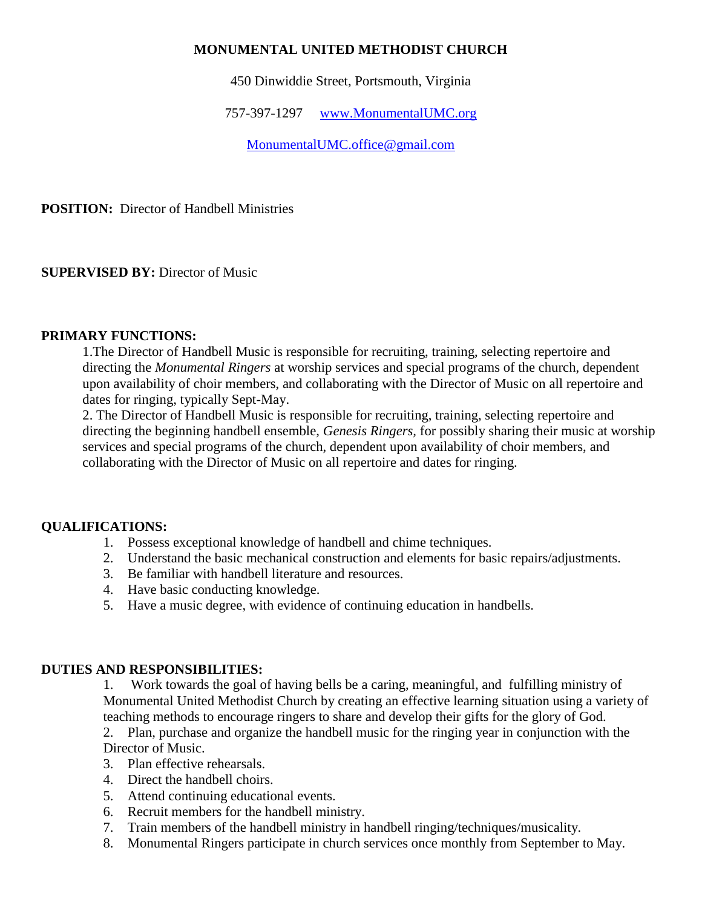**MONUMENTAL UNITED METHODIST CHURCH**

450 Dinwiddie Street, Portsmouth, Virginia

757-397-1297 www.MonumentalUMC.org

MonumentalUMC.office@gmail.com

**POSITION:** Director of Handbell Ministries

**SUPERVISED BY:** Director of Music

**PRIMARY FUNCTIONS:**

1.The Director of Handbell Music is responsible for recruiting, training, selecting repertoire and directing the *Monumental Ringers* at worship services and special programs of the church, dependent upon availability of choir members, and collaborating with the Director of Music on all repertoire and dates for ringing, typically Sept-May.

2. The Director of Handbell Music is responsible for recruiting, training, selecting repertoire and directing the beginning handbell ensemble, *Genesis Ringers*, for possibly sharing their music at worship services and special programs of the church, dependent upon availability of choir members, and collaborating with the Director of Music on all repertoire and dates for ringing.

**QUALIFICATIONS:**

1. Possess exceptional knowledge of handbell and chime techniques.
2. Understand the basic mechanical construction and elements for basic repairs/adjustments.
3. Be familiar with handbell literature and resources.
4. Have basic conducting knowledge.
5. Have a music degree, with evidence of continuing education in handbells.

**DUTIES AND RESPONSIBILITIES:**

1. Work towards the goal of having bells be a caring, meaningful, and fulfilling ministry of Monumental United Methodist Church by creating an effective learning situation using a variety of teaching methods to encourage ringers to share and develop their gifts for the glory of God.
2. Plan, purchase and organize the handbell music for the ringing year in conjunction with the Director of Music.
3. Plan effective rehearsals.
4. Direct the handbell choirs.
5. Attend continuing educational events.
6. Recruit members for the handbell ministry.
7. Train members of the handbell ministry in handbell ringing/techniques/musicality.
8. Monumental Ringers participate in church services once monthly from September to May.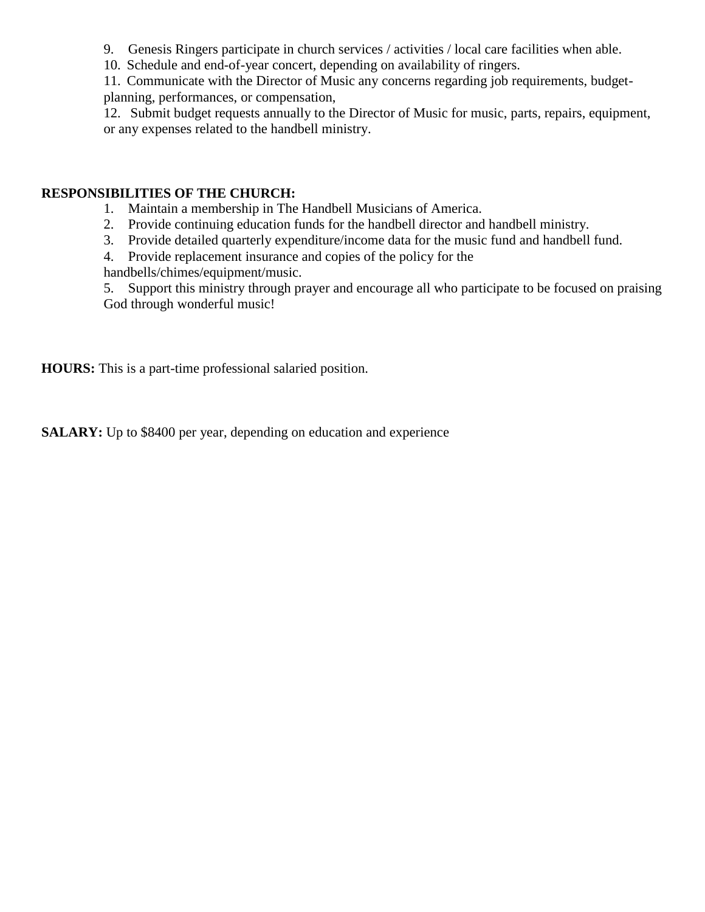9. Genesis Ringers participate in church services / activities / local care facilities when able.
10. Schedule and end-of-year concert, depending on availability of ringers.
11. Communicate with the Director of Music any concerns regarding job requirements, budget-planning, performances, or compensation,
12. Submit budget requests annually to the Director of Music for music, parts, repairs, equipment, or any expenses related to the handbell ministry.

**RESPONSIBILITIES OF THE CHURCH:**

1. Maintain a membership in The Handbell Musicians of America.
2. Provide continuing education funds for the handbell director and handbell ministry.
3. Provide detailed quarterly expenditure/income data for the music fund and handbell fund.
4. Provide replacement insurance and copies of the policy for the handbells/chimes/equipment/music.
5. Support this ministry through prayer and encourage all who participate to be focused on praising God through wonderful music!

**HOURS:** This is a part-time professional salaried position.

**SALARY:** Up to $8400 per year, depending on education and experience